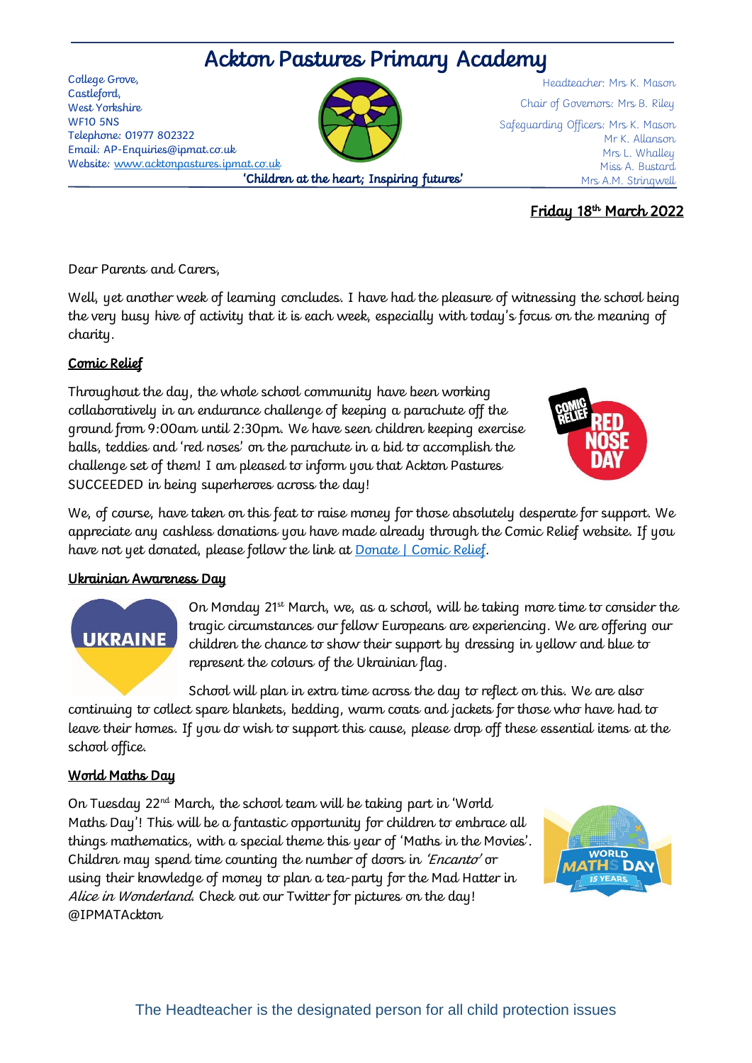# Ackton Pastures Primary Academy

College Grove,
Castleford,
West Yorkshire
WF10 5NS
Telephone: 01977 802322
Email: AP-Enquiries@ipmat.co.uk
Website: [www.acktonpastures.ipmat.co.uk](www.acktonpastures.ipmat.co.uk)

Headteacher: Mrs K. Mason

Chair of Governors: Mrs B. Riley

Safeguarding Officers: Mrs K. Mason
Mr K. Allanson
Mrs L. Whalley
Miss A. Bustard
Mrs A.M. Stringwell

**'Children at the heart; Inspiring futures'**

**Friday 18th March 2022**

Dear Parents and Carers,

Well, yet another week of learning concludes. I have had the pleasure of witnessing the school being the very busy hive of activity that it is each week, especially with today's focus on the meaning of charity.

## Comic Relief

Throughout the day, the whole school community have been working collaboratively in an endurance challenge of keeping a parachute off the ground from 9:00am until 2:30pm. We have seen children keeping exercise balls, teddies and 'red noses' on the parachute in a bid to accomplish the challenge set of them! I am pleased to inform you that Ackton Pastures SUCCEEDED in being superheroes across the day!

We, of course, have taken on this feat to raise money for those absolutely desperate for support. We appreciate any cashless donations you have made already through the Comic Relief website. If you have not yet donated, please follow the link at Donate | Comic Relief.

## Ukrainian Awareness Day

On Monday 21st March, we, as a school, will be taking more time to consider the tragic circumstances our fellow Europeans are experiencing. We are offering our children the chance to show their support by dressing in yellow and blue to represent the colours of the Ukrainian flag.

School will plan in extra time across the day to reflect on this. We are also continuing to collect spare blankets, bedding, warm coats and jackets for those who have had to leave their homes. If you do wish to support this cause, please drop off these essential items at the school office.

## World Maths Day

On Tuesday 22nd March, the school team will be taking part in 'World Maths Day'! This will be a fantastic opportunity for children to embrace all things mathematics, with a special theme this year of 'Maths in the Movies'. Children may spend time counting the number of doors in *'Encanto'* or using their knowledge of money to plan a tea-party for the Mad Hatter in *Alice in Wonderland.* Check out our Twitter for pictures on the day! @IPMATAckton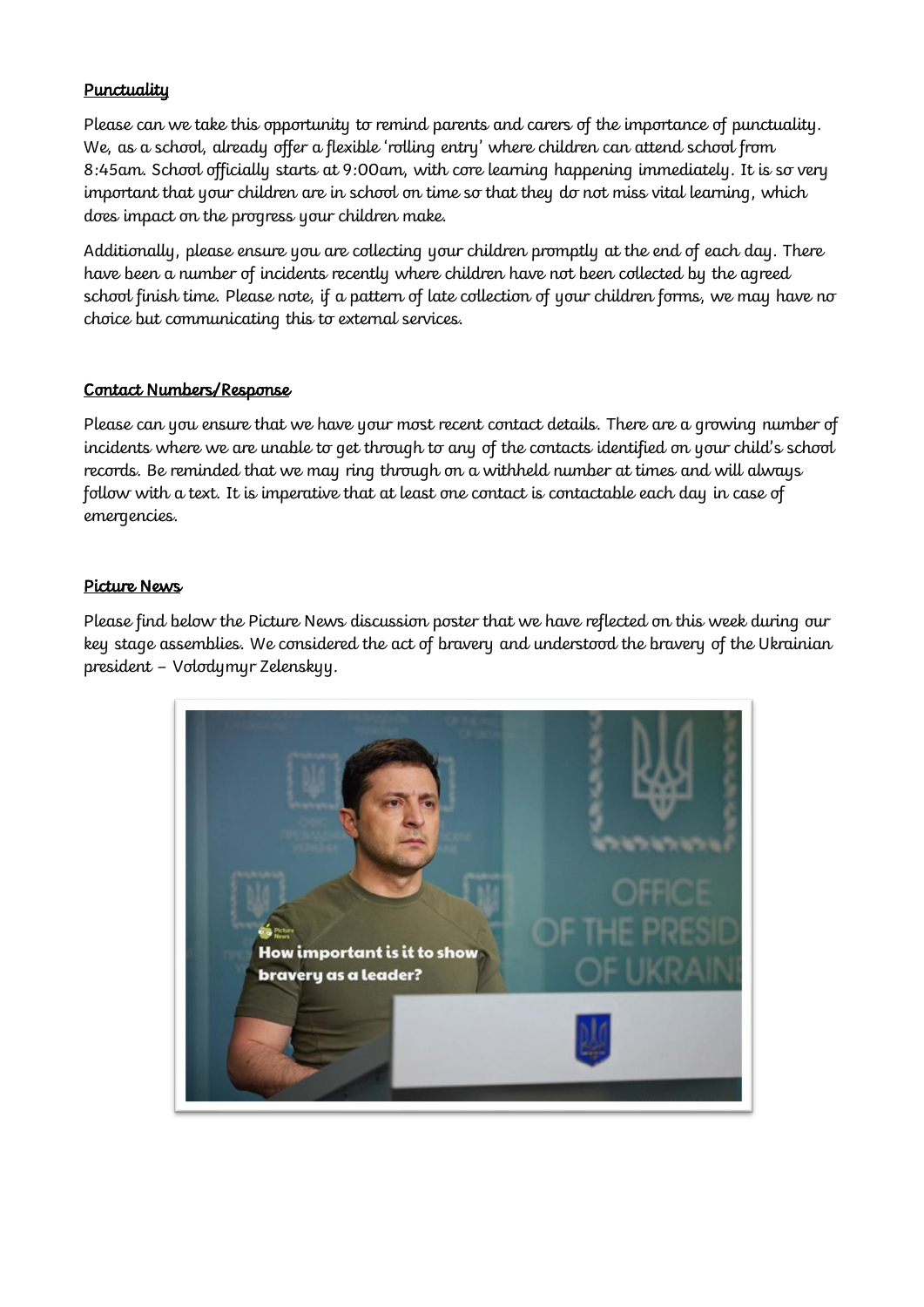## Punctuality

Please can we take this opportunity to remind parents and carers of the importance of punctuality. We, as a school, already offer a flexible 'rolling entry' where children can attend school from 8:45am. School officially starts at 9:00am, with core learning happening immediately. It is so very important that your children are in school on time so that they do not miss vital learning, which does impact on the progress your children make.

Additionally, please ensure you are collecting your children promptly at the end of each day. There have been a number of incidents recently where children have not been collected by the agreed school finish time. Please note, if a pattern of late collection of your children forms, we may have no choice but communicating this to external services.

## Contact Numbers/Response

Please can you ensure that we have your most recent contact details. There are a growing number of incidents where we are unable to get through to any of the contacts identified on your child's school records. Be reminded that we may ring through on a withheld number at times and will always follow with a text. It is imperative that at least one contact is contactable each day in case of emergencies.

## Picture News

Please find below the Picture News discussion poster that we have reflected on this week during our key stage assemblies. We considered the act of bravery and understood the bravery of the Ukrainian president – Volodymyr Zelenskyy.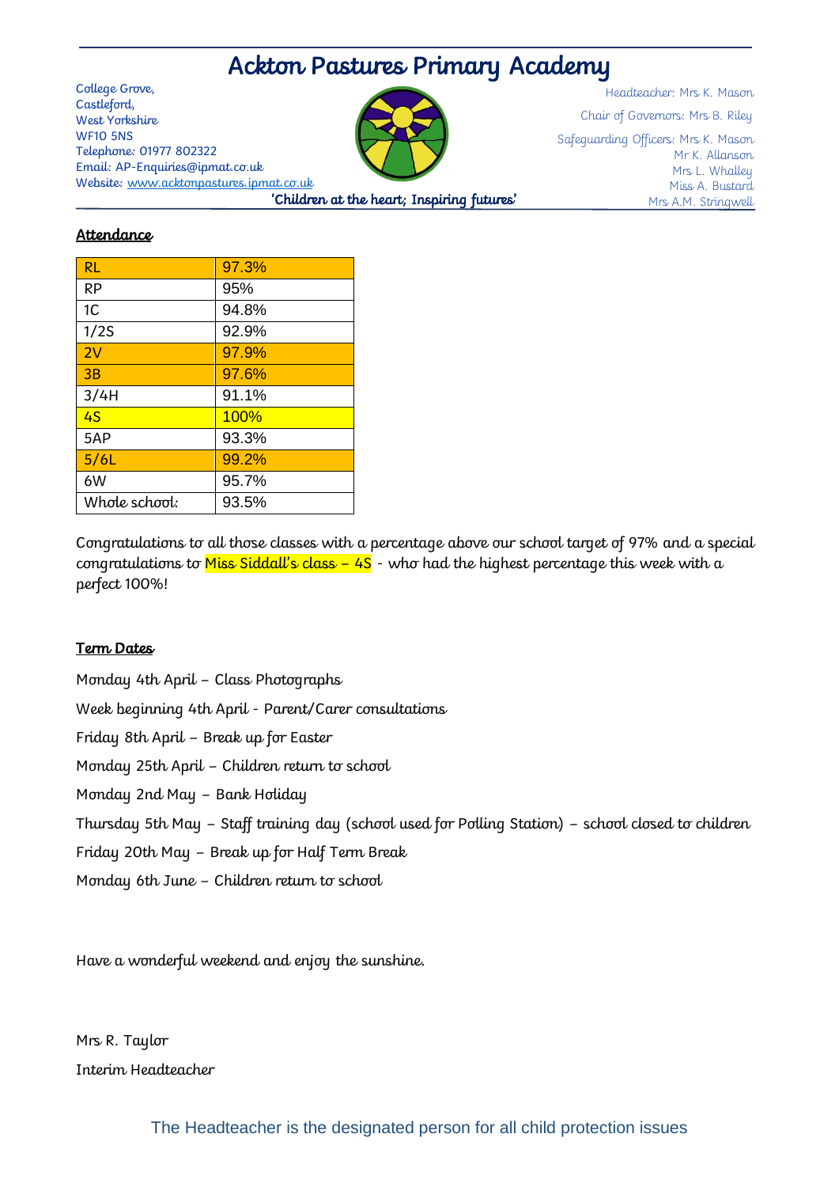# Ackton Pastures Primary Academy

College Grove,
Castleford,
West Yorkshire
WF10 5NS
Telephone: 01977 802322
Email: AP-Enquiries@ipmat.co.uk
Website: www.acktonpastures.ipmat.co.uk

Headteacher: Mrs K. Mason

Chair of Governors: Mrs B. Riley

Safeguarding Officers: Mrs K. Mason
Mr K. Allanson
Mrs L. Whalley
Miss A. Bustard
Mrs A.M. Stringwell

'Children at the heart; Inspiring futures'

**Attendance**

| | |
|---|---|
| RL | 97.3% |
| RP | 95% |
| 1C | 94.8% |
| 1/2S | 92.9% |
| 2V | 97.9% |
| 3B | 97.6% |
| 3/4H | 91.1% |
| 4S | 100% |
| 5AP | 93.3% |
| 5/6L | 99.2% |
| 6W | 95.7% |
| Whole school: | 93.5% |

Congratulations to all those classes with a percentage above our school target of 97% and a special congratulations to Miss Siddall's class – 4S - who had the highest percentage this week with a perfect 100%!

**Term Dates**

Monday 4th April – Class Photographs

Week beginning 4th April - Parent/Carer consultations

Friday 8th April – Break up for Easter

Monday 25th April – Children return to school

Monday 2nd May – Bank Holiday

Thursday 5th May – Staff training day (school used for Polling Station) – school closed to children

Friday 20th May – Break up for Half Term Break

Monday 6th June – Children return to school

Have a wonderful weekend and enjoy the sunshine.

Mrs R. Taylor

Interim Headteacher

The Headteacher is the designated person for all child protection issues